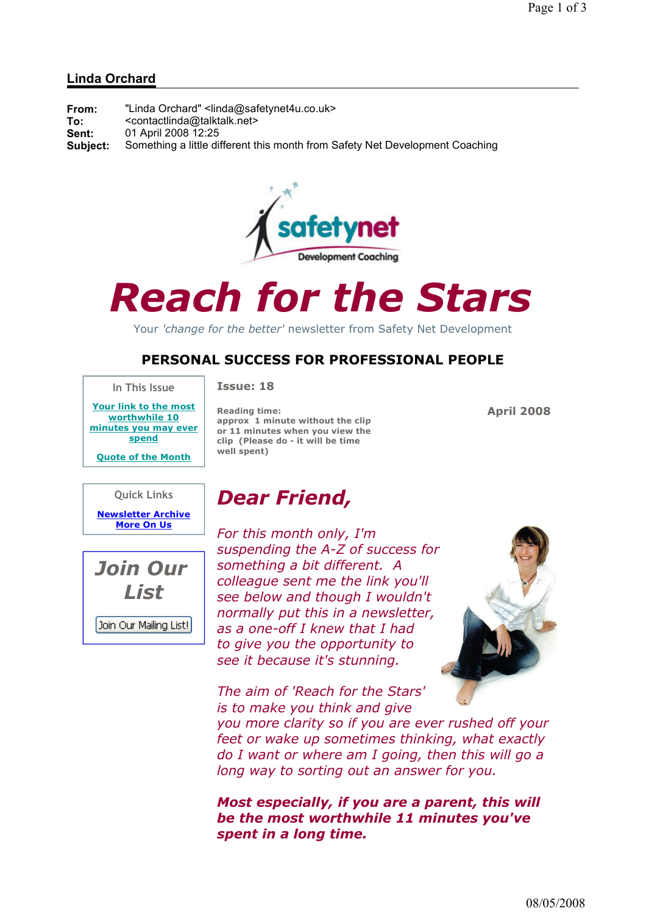## Linda Orchard

**From:** "Linda Orchard" <linda@safetynet4u.co.uk>
**To:** <contactlinda@talktalk.net>
**Sent:** 01 April 2008 12:25
**Subject:** Something a little different this month from Safety Net Development Coaching

safetynet
Development Coaching

# Reach for the Stars

Your *'change for the better'* newsletter from Safety Net Development

## PERSONAL SUCCESS FOR PROFESSIONAL PEOPLE

**In This Issue**

- Your link to the most worthwhile 10 minutes you may ever spend
- Quote of the Month

**Quick Links**

- Newsletter Archive
- More On Us

**Join Our List**

Join Our Mailing List!

**Issue: 18**

**April 2008**

**Reading time: approx 1 minute without the clip or 11 minutes when you view the clip (Please do - it will be time well spent)**

## *Dear Friend,*

*For this month only, I'm suspending the A-Z of success for something a bit different. A colleague sent me the link you'll see below and though I wouldn't normally put this in a newsletter, as a one-off I knew that I had to give you the opportunity to see it because it's stunning.*

*The aim of 'Reach for the Stars' is to make you think and give you more clarity so if you are ever rushed off your feet or wake up sometimes thinking, what exactly do I want or where am I going, then this will go a long way to sorting out an answer for you.*

***Most especially, if you are a parent, this will be the most worthwhile 11 minutes you've spent in a long time.***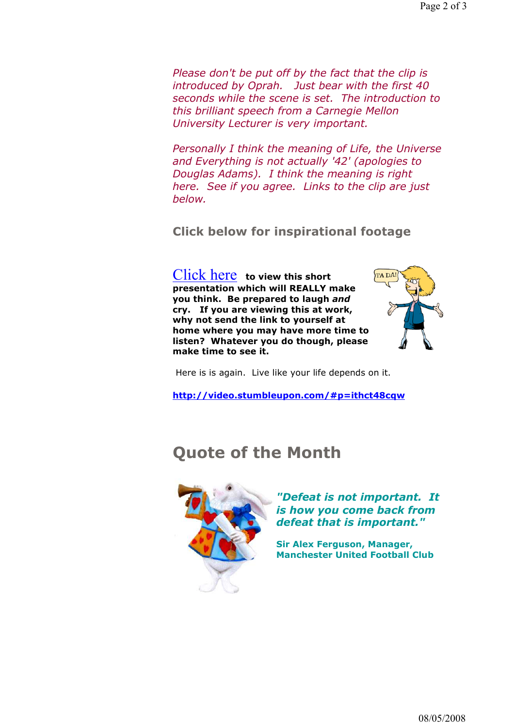*Please don't be put off by the fact that the clip is introduced by Oprah. Just bear with the first 40 seconds while the scene is set. The introduction to this brilliant speech from a Carnegie Mellon University Lecturer is very important.*

*Personally I think the meaning of Life, the Universe and Everything is not actually '42' (apologies to Douglas Adams). I think the meaning is right here. See if you agree. Links to the clip are just below.*

### Click below for inspirational footage

Click here **to view this short presentation which will REALLY make you think. Be prepared to laugh *and* cry. If you are viewing this at work, why not send the link to yourself at home where you may have more time to listen? Whatever you do though, please make time to see it.**

Here is is again. Live like your life depends on it.

**http://video.stumbleupon.com/#p=ithct48cqw**

## Quote of the Month

***"Defeat is not important. It is how you come back from defeat that is important."***

**Sir Alex Ferguson, Manager, Manchester United Football Club**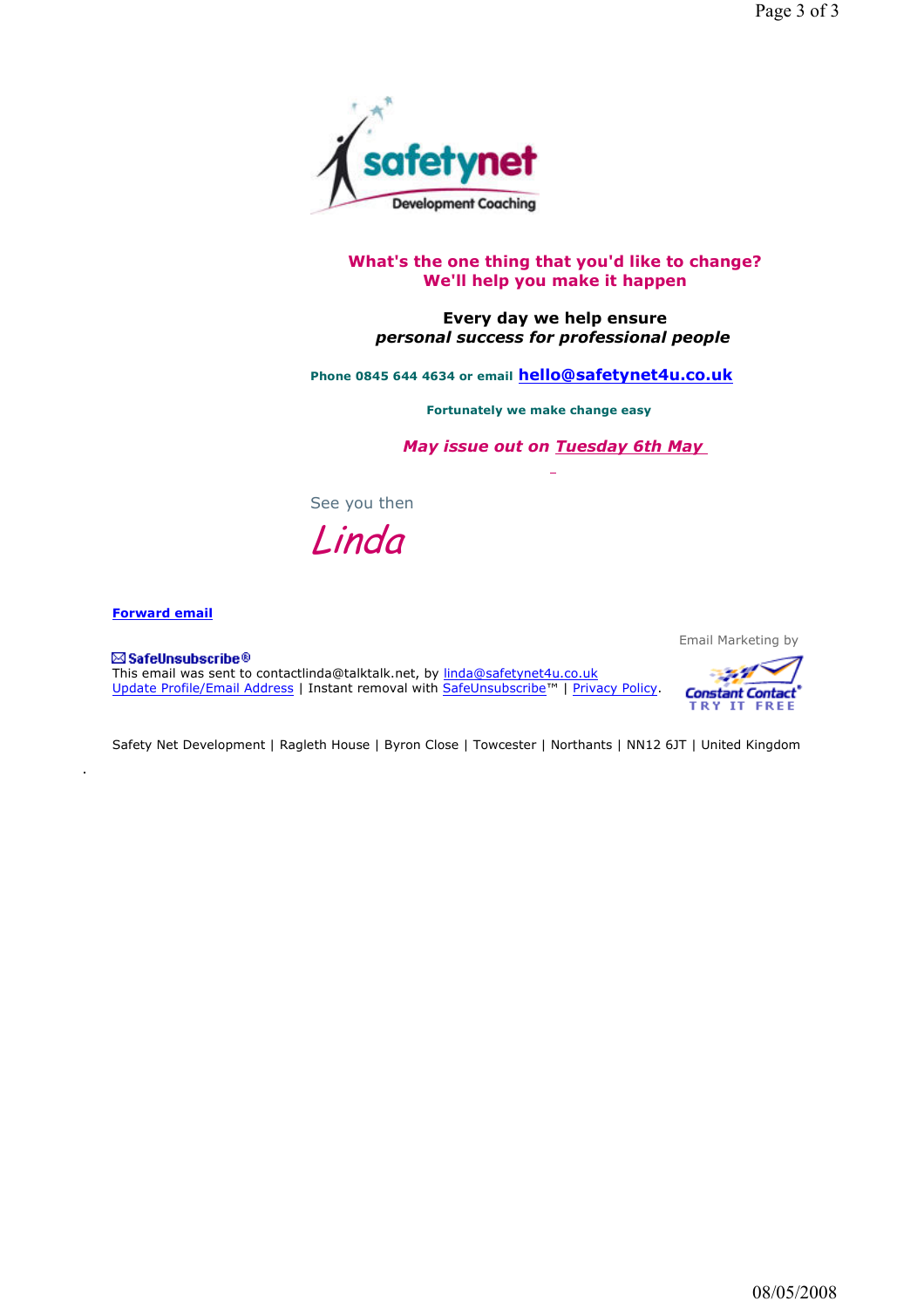safetynet
Development Coaching

**What's the one thing that you'd like to change?**
**We'll help you make it happen**

**Every day we help ensure**
***personal success for professional people***

**Phone 0845 644 4634 or email hello@safetynet4u.co.uk**

**Fortunately we make change easy**

***May issue out on Tuesday 6th May***

See you then

*Linda*

**Forward email**

Email Marketing by

**SafeUnsubscribe®**
This email was sent to contactlinda@talktalk.net, by linda@safetynet4u.co.uk
Update Profile/Email Address | Instant removal with SafeUnsubscribe™ | Privacy Policy.

Constant Contact
TRY IT FREE

Safety Net Development | Ragleth House | Byron Close | Towcester | Northants | NN12 6JT | United Kingdom